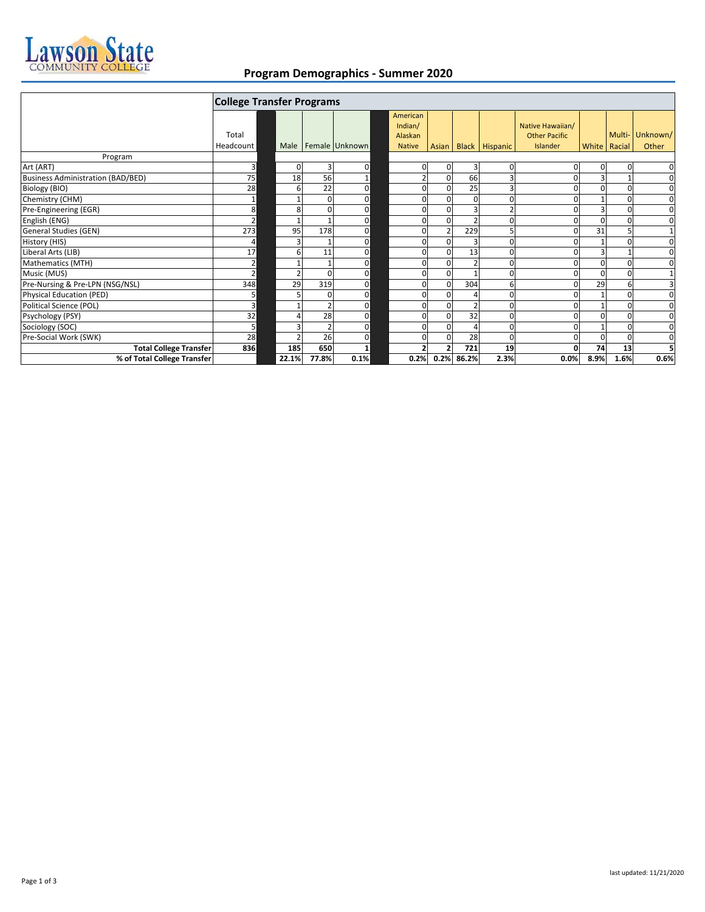# Program Demographics - Summer 2020

| | College Transfer Programs | | | | | | | | | | | |
|---|---|---|---|---|---|---|---|---|---|---|---|---|
| Program | Total Headcount | Male | Female | Unknown | American Indian/ Alaskan Native | Asian | Black | Hispanic | Native Hawaiian/ Other Pacific Islander | White | Multi-Racial | Unknown/ Other |
| Art (ART) | 3 | 0 | 3 | 0 | 0 | 0 | 3 | 0 | 0 | 0 | 0 | 0 |
| Business Administration (BAD/BED) | 75 | 18 | 56 | 1 | 2 | 0 | 66 | 3 | 0 | 3 | 1 | 0 |
| Biology (BIO) | 28 | 6 | 22 | 0 | 0 | 0 | 25 | 3 | 0 | 0 | 0 | 0 |
| Chemistry (CHM) | 1 | 1 | 0 | 0 | 0 | 0 | 0 | 0 | 0 | 1 | 0 | 0 |
| Pre-Engineering (EGR) | 8 | 8 | 0 | 0 | 0 | 0 | 3 | 2 | 0 | 3 | 0 | 0 |
| English (ENG) | 2 | 1 | 1 | 0 | 0 | 0 | 2 | 0 | 0 | 0 | 0 | 0 |
| General Studies (GEN) | 273 | 95 | 178 | 0 | 0 | 2 | 229 | 5 | 0 | 31 | 5 | 1 |
| History (HIS) | 4 | 3 | 1 | 0 | 0 | 0 | 3 | 0 | 0 | 1 | 0 | 0 |
| Liberal Arts (LIB) | 17 | 6 | 11 | 0 | 0 | 0 | 13 | 0 | 0 | 3 | 1 | 0 |
| Mathematics (MTH) | 2 | 1 | 1 | 0 | 0 | 0 | 2 | 0 | 0 | 0 | 0 | 0 |
| Music (MUS) | 2 | 2 | 0 | 0 | 0 | 0 | 1 | 0 | 0 | 0 | 0 | 1 |
| Pre-Nursing & Pre-LPN (NSG/NSL) | 348 | 29 | 319 | 0 | 0 | 0 | 304 | 6 | 0 | 29 | 6 | 3 |
| Physical Education (PED) | 5 | 5 | 0 | 0 | 0 | 0 | 4 | 0 | 0 | 1 | 0 | 0 |
| Political Science (POL) | 3 | 1 | 2 | 0 | 0 | 0 | 2 | 0 | 0 | 1 | 0 | 0 |
| Psychology (PSY) | 32 | 4 | 28 | 0 | 0 | 0 | 32 | 0 | 0 | 0 | 0 | 0 |
| Sociology (SOC) | 5 | 3 | 2 | 0 | 0 | 0 | 4 | 0 | 0 | 1 | 0 | 0 |
| Pre-Social Work (SWK) | 28 | 2 | 26 | 0 | 0 | 0 | 28 | 0 | 0 | 0 | 0 | 0 |
| **Total College Transfer** | **836** | **185** | **650** | **1** | **2** | **2** | **721** | **19** | **0** | **74** | **13** | **5** |
| **% of Total College Transfer** | | **22.1%** | **77.8%** | **0.1%** | **0.2%** | **0.2%** | **86.2%** | **2.3%** | **0.0%** | **8.9%** | **1.6%** | **0.6%** |

last updated: 11/21/2020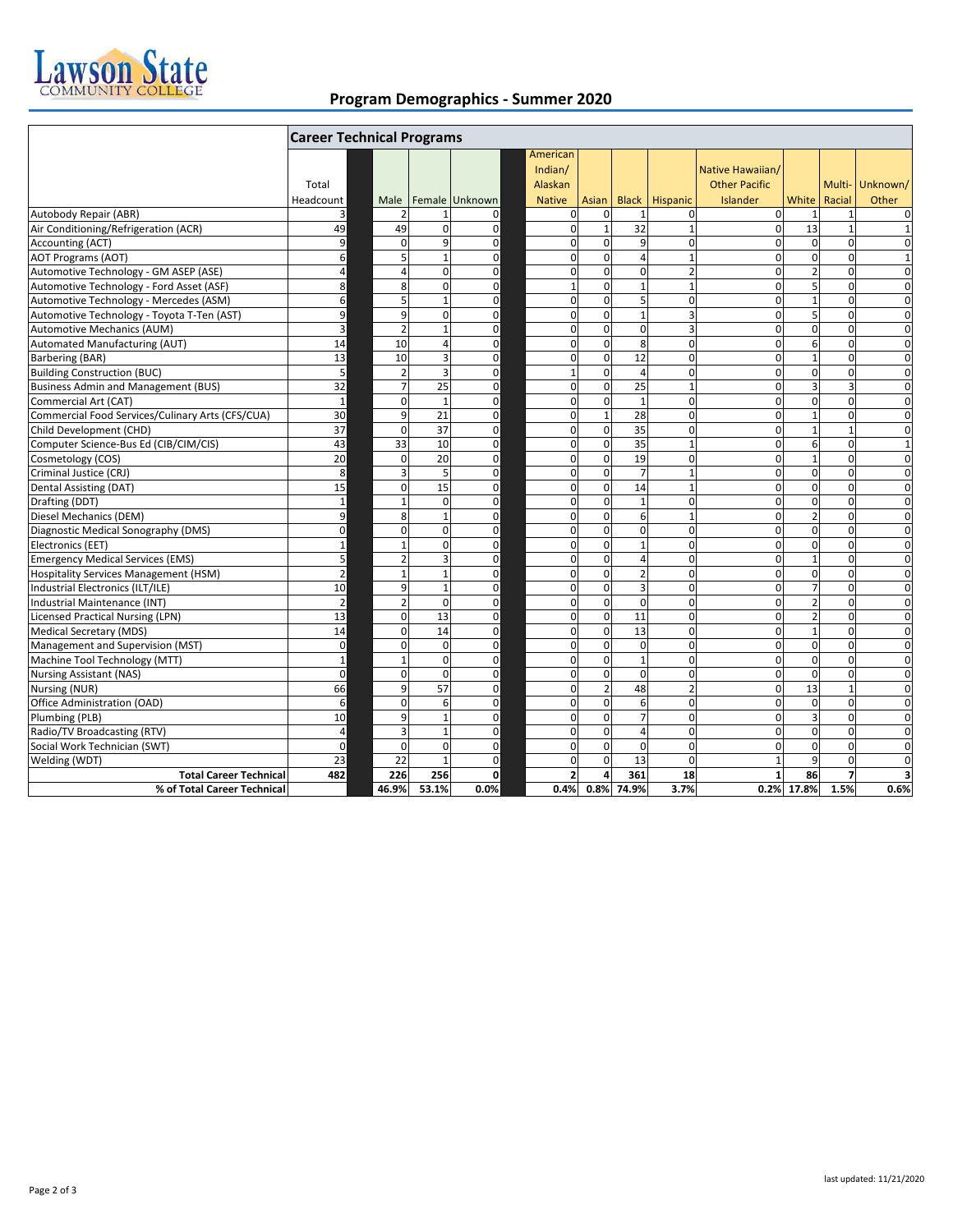## Program Demographics - Summer 2020

| | Career Technical Programs | | | | | | | | | | | |
|---|---|---|---|---|---|---|---|---|---|---|---|---|
| | Total Headcount | Male | Female | Unknown | American Indian/ Alaskan Native | Asian | Black | Hispanic | Native Hawaiian/ Other Pacific Islander | White | Multi-Racial | Unknown/ Other |
| Autobody Repair (ABR) | 3 | 2 | 1 | 0 | 0 | 0 | 1 | 0 | 0 | 1 | 1 | 0 |
| Air Conditioning/Refrigeration (ACR) | 49 | 49 | 0 | 0 | 0 | 1 | 32 | 1 | 0 | 13 | 1 | 1 |
| Accounting (ACT) | 9 | 0 | 9 | 0 | 0 | 0 | 9 | 0 | 0 | 0 | 0 | 0 |
| AOT Programs (AOT) | 6 | 5 | 1 | 0 | 0 | 0 | 4 | 1 | 0 | 0 | 0 | 1 |
| Automotive Technology - GM ASEP (ASE) | 4 | 4 | 0 | 0 | 0 | 0 | 0 | 2 | 0 | 2 | 0 | 0 |
| Automotive Technology - Ford Asset (ASF) | 8 | 8 | 0 | 0 | 1 | 0 | 1 | 1 | 0 | 5 | 0 | 0 |
| Automotive Technology - Mercedes (ASM) | 6 | 5 | 1 | 0 | 0 | 0 | 5 | 0 | 0 | 1 | 0 | 0 |
| Automotive Technology - Toyota T-Ten (AST) | 9 | 9 | 0 | 0 | 0 | 0 | 1 | 3 | 0 | 5 | 0 | 0 |
| Automotive Mechanics (AUM) | 3 | 2 | 1 | 0 | 0 | 0 | 0 | 3 | 0 | 0 | 0 | 0 |
| Automated Manufacturing (AUT) | 14 | 10 | 4 | 0 | 0 | 0 | 8 | 0 | 0 | 6 | 0 | 0 |
| Barbering (BAR) | 13 | 10 | 3 | 0 | 0 | 0 | 12 | 0 | 0 | 1 | 0 | 0 |
| Building Construction (BUC) | 5 | 2 | 3 | 0 | 1 | 0 | 4 | 0 | 0 | 0 | 0 | 0 |
| Business Admin and Management (BUS) | 32 | 7 | 25 | 0 | 0 | 0 | 25 | 1 | 0 | 3 | 3 | 0 |
| Commercial Art (CAT) | 1 | 0 | 1 | 0 | 0 | 0 | 1 | 0 | 0 | 0 | 0 | 0 |
| Commercial Food Services/Culinary Arts (CFS/CUA) | 30 | 9 | 21 | 0 | 0 | 1 | 28 | 0 | 0 | 1 | 0 | 0 |
| Child Development (CHD) | 37 | 0 | 37 | 0 | 0 | 0 | 35 | 0 | 0 | 1 | 1 | 0 |
| Computer Science-Bus Ed (CIB/CIM/CIS) | 43 | 33 | 10 | 0 | 0 | 0 | 35 | 1 | 0 | 6 | 0 | 1 |
| Cosmetology (COS) | 20 | 0 | 20 | 0 | 0 | 0 | 19 | 0 | 0 | 1 | 0 | 0 |
| Criminal Justice (CRJ) | 8 | 3 | 5 | 0 | 0 | 0 | 7 | 1 | 0 | 0 | 0 | 0 |
| Dental Assisting (DAT) | 15 | 0 | 15 | 0 | 0 | 0 | 14 | 1 | 0 | 0 | 0 | 0 |
| Drafting (DDT) | 1 | 1 | 0 | 0 | 0 | 0 | 1 | 0 | 0 | 0 | 0 | 0 |
| Diesel Mechanics (DEM) | 9 | 8 | 1 | 0 | 0 | 0 | 6 | 1 | 0 | 2 | 0 | 0 |
| Diagnostic Medical Sonography (DMS) | 0 | 0 | 0 | 0 | 0 | 0 | 0 | 0 | 0 | 0 | 0 | 0 |
| Electronics (EET) | 1 | 1 | 0 | 0 | 0 | 0 | 1 | 0 | 0 | 0 | 0 | 0 |
| Emergency Medical Services (EMS) | 5 | 2 | 3 | 0 | 0 | 0 | 4 | 0 | 0 | 1 | 0 | 0 |
| Hospitality Services Management (HSM) | 2 | 1 | 1 | 0 | 0 | 0 | 2 | 0 | 0 | 0 | 0 | 0 |
| Industrial Electronics (ILT/ILE) | 10 | 9 | 1 | 0 | 0 | 0 | 3 | 0 | 0 | 7 | 0 | 0 |
| Industrial Maintenance (INT) | 2 | 2 | 0 | 0 | 0 | 0 | 0 | 0 | 0 | 2 | 0 | 0 |
| Licensed Practical Nursing (LPN) | 13 | 0 | 13 | 0 | 0 | 0 | 11 | 0 | 0 | 2 | 0 | 0 |
| Medical Secretary (MDS) | 14 | 0 | 14 | 0 | 0 | 0 | 13 | 0 | 0 | 1 | 0 | 0 |
| Management and Supervision (MST) | 0 | 0 | 0 | 0 | 0 | 0 | 0 | 0 | 0 | 0 | 0 | 0 |
| Machine Tool Technology (MTT) | 1 | 1 | 0 | 0 | 0 | 0 | 1 | 0 | 0 | 0 | 0 | 0 |
| Nursing Assistant (NAS) | 0 | 0 | 0 | 0 | 0 | 0 | 0 | 0 | 0 | 0 | 0 | 0 |
| Nursing (NUR) | 66 | 9 | 57 | 0 | 0 | 2 | 48 | 2 | 0 | 13 | 1 | 0 |
| Office Administration (OAD) | 6 | 0 | 6 | 0 | 0 | 0 | 6 | 0 | 0 | 0 | 0 | 0 |
| Plumbing (PLB) | 10 | 9 | 1 | 0 | 0 | 0 | 7 | 0 | 0 | 3 | 0 | 0 |
| Radio/TV Broadcasting (RTV) | 4 | 3 | 1 | 0 | 0 | 0 | 4 | 0 | 0 | 0 | 0 | 0 |
| Social Work Technician (SWT) | 0 | 0 | 0 | 0 | 0 | 0 | 0 | 0 | 0 | 0 | 0 | 0 |
| Welding (WDT) | 23 | 22 | 1 | 0 | 0 | 0 | 13 | 0 | 1 | 9 | 0 | 0 |
| **Total Career Technical** | **482** | **226** | **256** | **0** | **2** | **4** | **361** | **18** | **1** | **86** | **7** | **3** |
| **% of Total Career Technical** | | **46.9%** | **53.1%** | **0.0%** | **0.4%** | **0.8%** | **74.9%** | **3.7%** | **0.2%** | **17.8%** | **1.5%** | **0.6%** |

last updated: 11/21/2020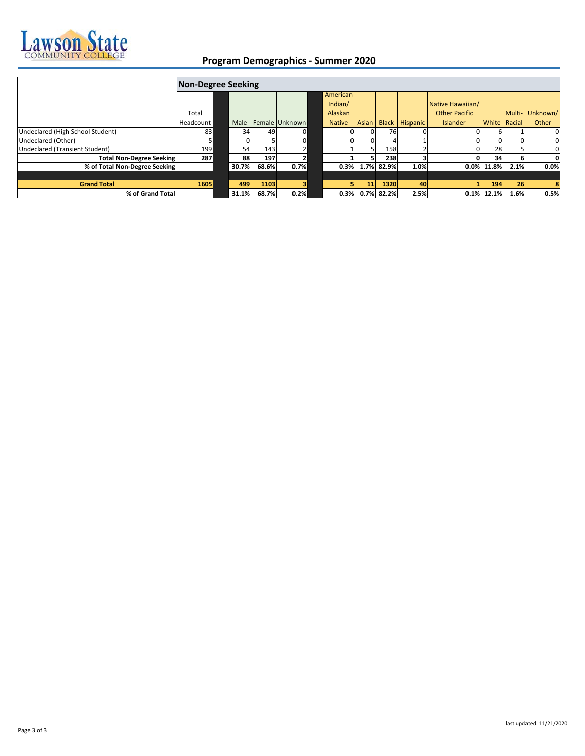## Program Demographics - Summer 2020

| | Non-Degree Seeking | | | | | | | | | | | | | | |
|---|---|---|---|---|---|---|---|---|---|---|---|---|---|---|---|
| | Total Headcount | | Male | Female | Unknown | | American Indian/ Alaskan Native | Asian | Black | Hispanic | Native Hawaiian/ Other Pacific Islander | White | Multi-Racial | Unknown/ Other |
| Undeclared (High School Student) | 83 | | 34 | 49 | 0 | | 0 | 0 | 76 | 0 | 0 | 6 | 1 | 0 |
| Undeclared (Other) | 5 | | 0 | 5 | 0 | | 0 | 0 | 4 | 1 | 0 | 0 | 0 | 0 |
| Undeclared (Transient Student) | 199 | | 54 | 143 | 2 | | 1 | 5 | 158 | 2 | 0 | 28 | 5 | 0 |
| **Total Non-Degree Seeking** | **287** | | **88** | **197** | **2** | | **1** | **5** | **238** | **3** | **0** | **34** | **6** | **0** |
| **% of Total Non-Degree Seeking** | | | **30.7%** | **68.6%** | **0.7%** | | **0.3%** | **1.7%** | **82.9%** | **1.0%** | **0.0%** | **11.8%** | **2.1%** | **0.0%** |
| | | | | | | | | | | | | | | |
| **Grand Total** | **1605** | | **499** | **1103** | **3** | | **5** | **11** | **1320** | **40** | **1** | **194** | **26** | **8** |
| **% of Grand Total** | | | **31.1%** | **68.7%** | **0.2%** | | **0.3%** | **0.7%** | **82.2%** | **2.5%** | **0.1%** | **12.1%** | **1.6%** | **0.5%** |

last updated: 11/21/2020